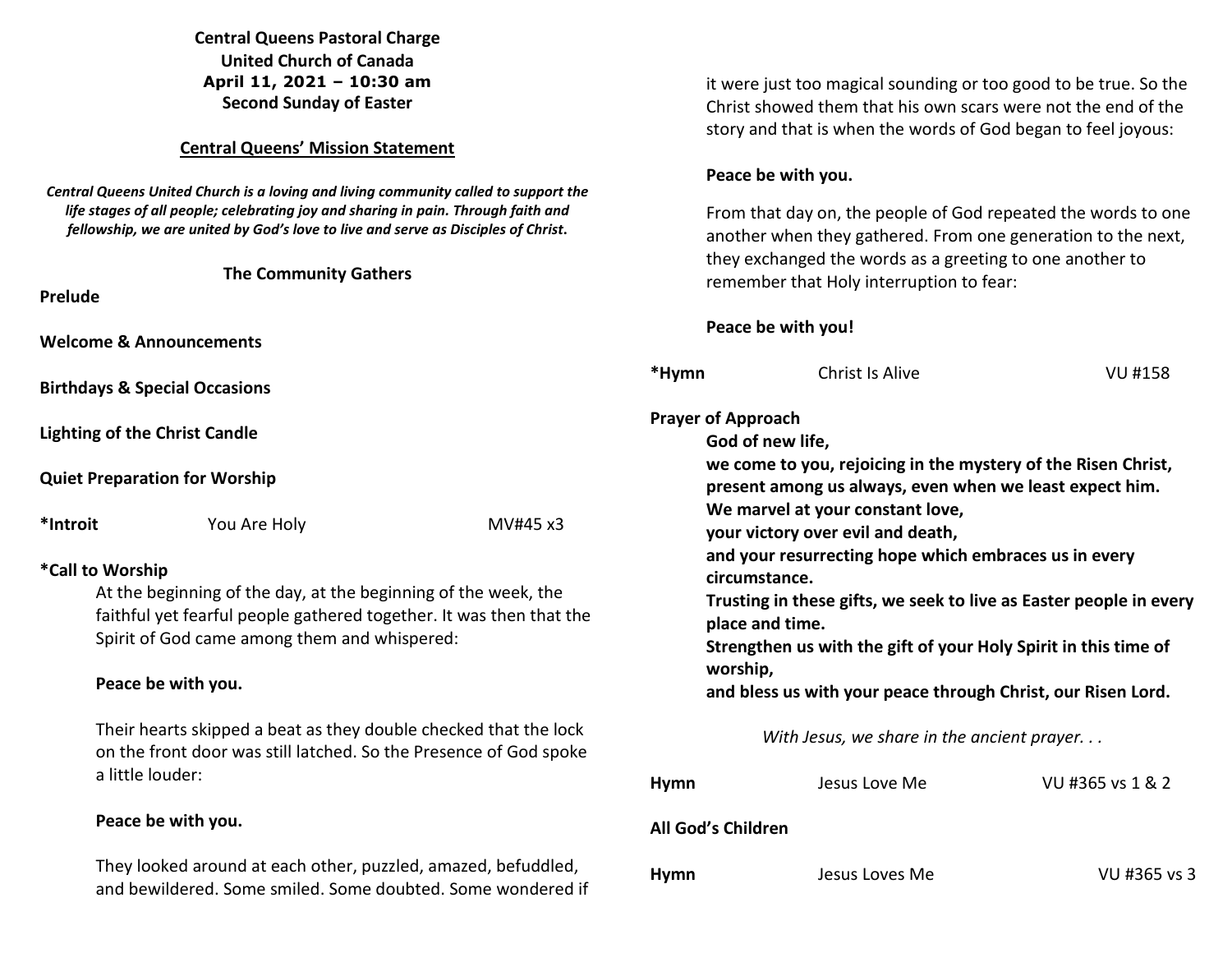**Central Queens Pastoral Charge**
**United Church of Canada**
**April 11, 2021 – 10:30 am**
**Second Sunday of Easter**

**Central Queens' Mission Statement**

***Central Queens United Church is a loving and living community called to support the life stages of all people; celebrating joy and sharing in pain. Through faith and fellowship, we are united by God's love to live and serve as Disciples of Christ.***

**The Community Gathers**

**Prelude**

**Welcome & Announcements**

**Birthdays & Special Occasions**

**Lighting of the Christ Candle**

**Quiet Preparation for Worship**

**\*Introit** You Are Holy MV#45 x3

**\*Call to Worship**

At the beginning of the day, at the beginning of the week, the faithful yet fearful people gathered together. It was then that the Spirit of God came among them and whispered:

**Peace be with you.**

Their hearts skipped a beat as they double checked that the lock on the front door was still latched. So the Presence of God spoke a little louder:

**Peace be with you.**

They looked around at each other, puzzled, amazed, befuddled, and bewildered. Some smiled. Some doubted. Some wondered if it were just too magical sounding or too good to be true. So the Christ showed them that his own scars were not the end of the story and that is when the words of God began to feel joyous:

**Peace be with you.**

From that day on, the people of God repeated the words to one another when they gathered. From one generation to the next, they exchanged the words as a greeting to one another to remember that Holy interruption to fear:

**Peace be with you!**

**\*Hymn** Christ Is Alive VU #158

**Prayer of Approach**

**God of new life,**
**we come to you, rejoicing in the mystery of the Risen Christ,**
**present among us always, even when we least expect him.**
**We marvel at your constant love,**
**your victory over evil and death,**
**and your resurrecting hope which embraces us in every circumstance.**
**Trusting in these gifts, we seek to live as Easter people in every place and time.**
**Strengthen us with the gift of your Holy Spirit in this time of worship,**
**and bless us with your peace through Christ, our Risen Lord.**

*With Jesus, we share in the ancient prayer. . .*

**Hymn** Jesus Love Me VU #365 vs 1 & 2

**All God's Children**

**Hymn** Jesus Loves Me VU #365 vs 3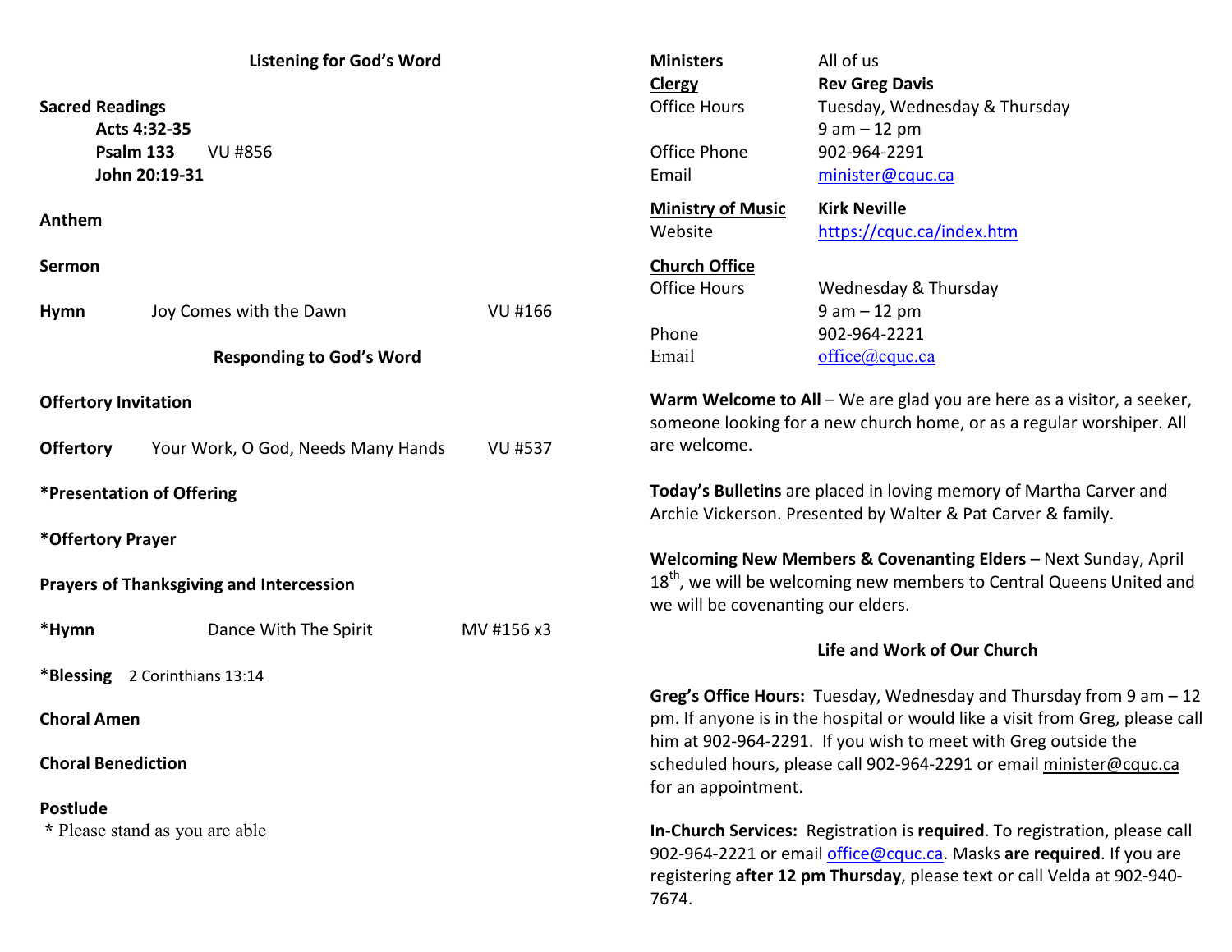## Listening for God's Word

**Sacred Readings**

**Acts 4:32-35**
**Psalm 133** VU #856
**John 20:19-31**

**Anthem**

**Sermon**

**Hymn** Joy Comes with the Dawn VU #166

## Responding to God's Word

**Offertory Invitation**

**Offertory** Your Work, O God, Needs Many Hands VU #537

***Presentation of Offering**

***Offertory Prayer**

**Prayers of Thanksgiving and Intercession**

***Hymn** Dance With The Spirit MV #156 x3

***Blessing** 2 Corinthians 13:14

**Choral Amen**

**Choral Benediction**

**Postlude**

\* Please stand as you are able

| | |
|---|---|
| **Ministers** | All of us |
| **Clergy** | **Rev Greg Davis** |
| Office Hours | Tuesday, Wednesday & Thursday 9 am – 12 pm |
| Office Phone | 902-964-2291 |
| Email | minister@cquc.ca |
| **Ministry of Music** | **Kirk Neville** |
| Website | https://cquc.ca/index.htm |
| **Church Office** | |
| Office Hours | Wednesday & Thursday 9 am – 12 pm |
| Phone | 902-964-2221 |
| Email | office@cquc.ca |

**Warm Welcome to All** – We are glad you are here as a visitor, a seeker, someone looking for a new church home, or as a regular worshiper. All are welcome.

**Today's Bulletins** are placed in loving memory of Martha Carver and Archie Vickerson. Presented by Walter & Pat Carver & family.

**Welcoming New Members & Covenanting Elders** – Next Sunday, April 18th, we will be welcoming new members to Central Queens United and we will be covenanting our elders.

## Life and Work of Our Church

**Greg's Office Hours:** Tuesday, Wednesday and Thursday from 9 am – 12 pm. If anyone is in the hospital or would like a visit from Greg, please call him at 902-964-2291. If you wish to meet with Greg outside the scheduled hours, please call 902-964-2291 or email minister@cquc.ca for an appointment.

**In-Church Services:** Registration is **required**. To registration, please call 902-964-2221 or email office@cquc.ca. Masks **are required**. If you are registering **after 12 pm Thursday**, please text or call Velda at 902-940-7674.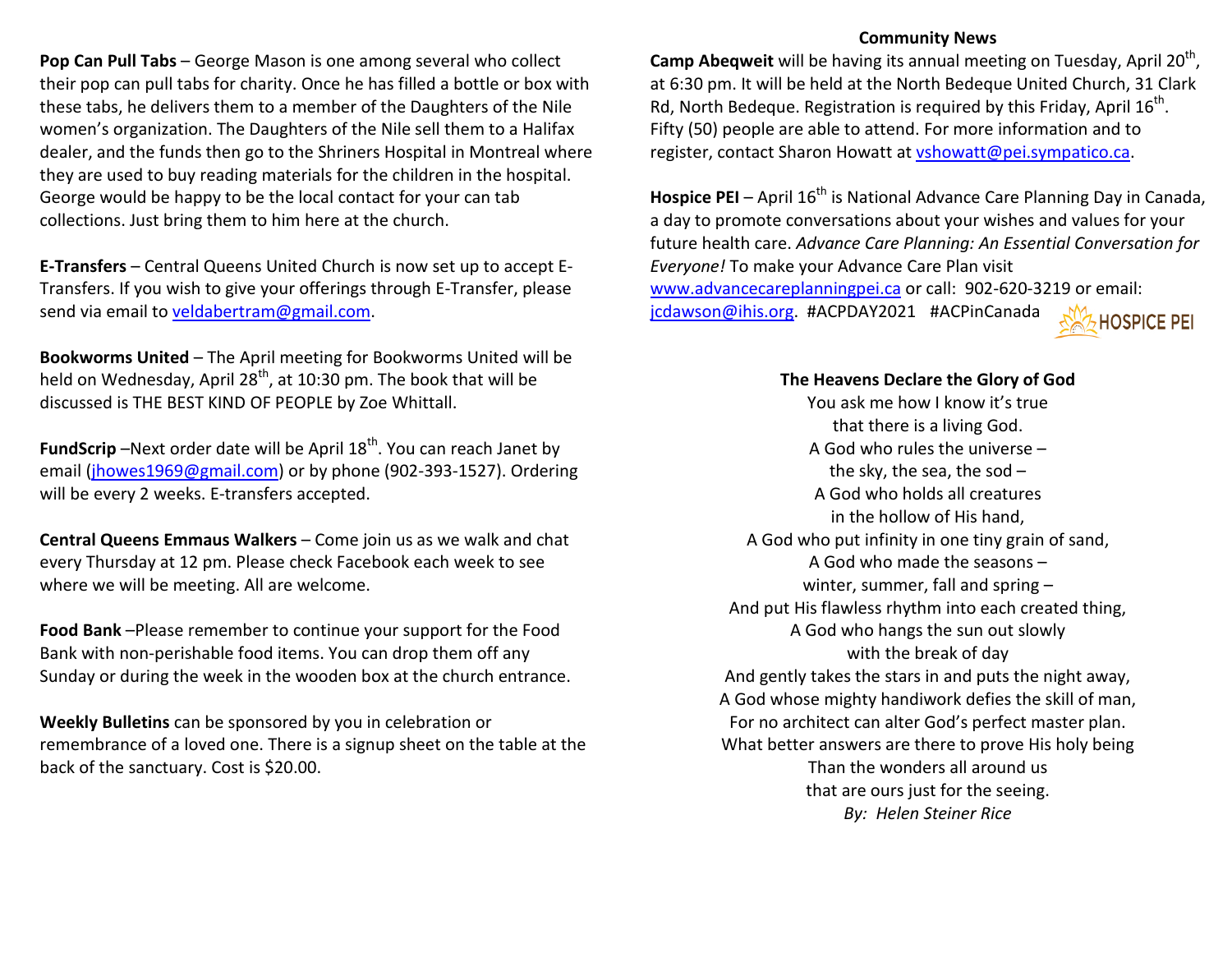**Pop Can Pull Tabs** – George Mason is one among several who collect their pop can pull tabs for charity. Once he has filled a bottle or box with these tabs, he delivers them to a member of the Daughters of the Nile women's organization. The Daughters of the Nile sell them to a Halifax dealer, and the funds then go to the Shriners Hospital in Montreal where they are used to buy reading materials for the children in the hospital. George would be happy to be the local contact for your can tab collections. Just bring them to him here at the church.

**E-Transfers** – Central Queens United Church is now set up to accept E-Transfers. If you wish to give your offerings through E-Transfer, please send via email to veldabertram@gmail.com.

**Bookworms United** – The April meeting for Bookworms United will be held on Wednesday, April 28th, at 10:30 pm. The book that will be discussed is THE BEST KIND OF PEOPLE by Zoe Whittall.

**FundScrip** –Next order date will be April 18th. You can reach Janet by email (jhowes1969@gmail.com) or by phone (902-393-1527). Ordering will be every 2 weeks. E-transfers accepted.

**Central Queens Emmaus Walkers** – Come join us as we walk and chat every Thursday at 12 pm. Please check Facebook each week to see where we will be meeting. All are welcome.

**Food Bank** –Please remember to continue your support for the Food Bank with non-perishable food items. You can drop them off any Sunday or during the week in the wooden box at the church entrance.

**Weekly Bulletins** can be sponsored by you in celebration or remembrance of a loved one. There is a signup sheet on the table at the back of the sanctuary. Cost is $20.00.

## Community News

**Camp Abeqweit** will be having its annual meeting on Tuesday, April 20th, at 6:30 pm. It will be held at the North Bedeque United Church, 31 Clark Rd, North Bedeque. Registration is required by this Friday, April 16th. Fifty (50) people are able to attend. For more information and to register, contact Sharon Howatt at vshowatt@pei.sympatico.ca.

**Hospice PEI** – April 16th is National Advance Care Planning Day in Canada, a day to promote conversations about your wishes and values for your future health care. *Advance Care Planning: An Essential Conversation for Everyone!* To make your Advance Care Plan visit www.advancecareplanningpei.ca or call: 902-620-3219 or email: jcdawson@ihis.org. #ACPDAY2021 #ACPinCanada

HOSPICE PEI

**The Heavens Declare the Glory of God**

You ask me how I know it's true  
that there is a living God.  
A God who rules the universe –  
the sky, the sea, the sod –  
A God who holds all creatures  
in the hollow of His hand,  
A God who put infinity in one tiny grain of sand,  
A God who made the seasons –  
winter, summer, fall and spring –  
And put His flawless rhythm into each created thing,  
A God who hangs the sun out slowly  
with the break of day  
And gently takes the stars in and puts the night away,  
A God whose mighty handiwork defies the skill of man,  
For no architect can alter God's perfect master plan.  
What better answers are there to prove His holy being  
Than the wonders all around us  
that are ours just for the seeing.  
*By: Helen Steiner Rice*